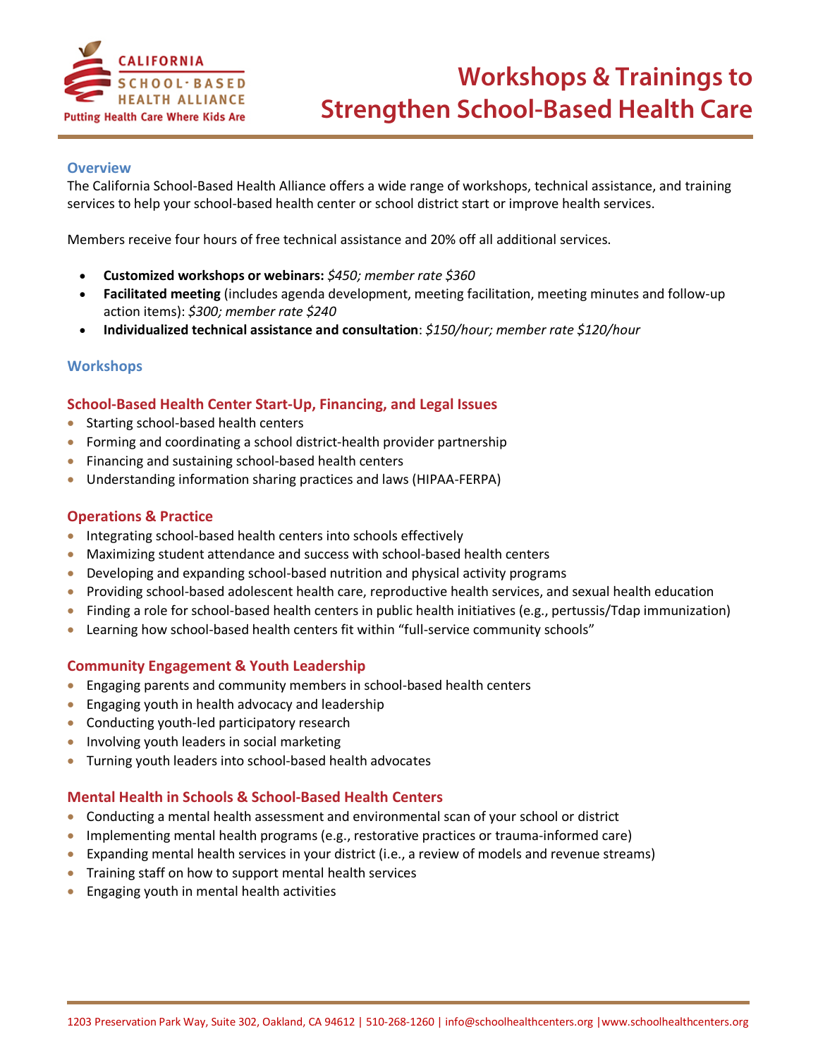CALIFORNIA SCHOOL-BASED HEALTH ALLIANCE
Putting Health Care Where Kids Are

# Workshops & Trainings to Strengthen School-Based Health Care

## Overview

The California School-Based Health Alliance offers a wide range of workshops, technical assistance, and training services to help your school-based health center or school district start or improve health services.

Members receive four hours of free technical assistance and 20% off all additional services.

- **Customized workshops or webinars:** *$450; member rate $360*
- **Facilitated meeting** (includes agenda development, meeting facilitation, meeting minutes and follow-up action items): *$300; member rate $240*
- **Individualized technical assistance and consultation**: *$150/hour; member rate $120/hour*

## Workshops

### School-Based Health Center Start-Up, Financing, and Legal Issues

- Starting school-based health centers
- Forming and coordinating a school district-health provider partnership
- Financing and sustaining school-based health centers
- Understanding information sharing practices and laws (HIPAA-FERPA)

### Operations & Practice

- Integrating school-based health centers into schools effectively
- Maximizing student attendance and success with school-based health centers
- Developing and expanding school-based nutrition and physical activity programs
- Providing school-based adolescent health care, reproductive health services, and sexual health education
- Finding a role for school-based health centers in public health initiatives (e.g., pertussis/Tdap immunization)
- Learning how school-based health centers fit within "full-service community schools"

### Community Engagement & Youth Leadership

- Engaging parents and community members in school-based health centers
- Engaging youth in health advocacy and leadership
- Conducting youth-led participatory research
- Involving youth leaders in social marketing
- Turning youth leaders into school-based health advocates

### Mental Health in Schools & School-Based Health Centers

- Conducting a mental health assessment and environmental scan of your school or district
- Implementing mental health programs (e.g., restorative practices or trauma-informed care)
- Expanding mental health services in your district (i.e., a review of models and revenue streams)
- Training staff on how to support mental health services
- Engaging youth in mental health activities

1203 Preservation Park Way, Suite 302, Oakland, CA 94612 | 510-268-1260 | info@schoolhealthcenters.org | www.schoolhealthcenters.org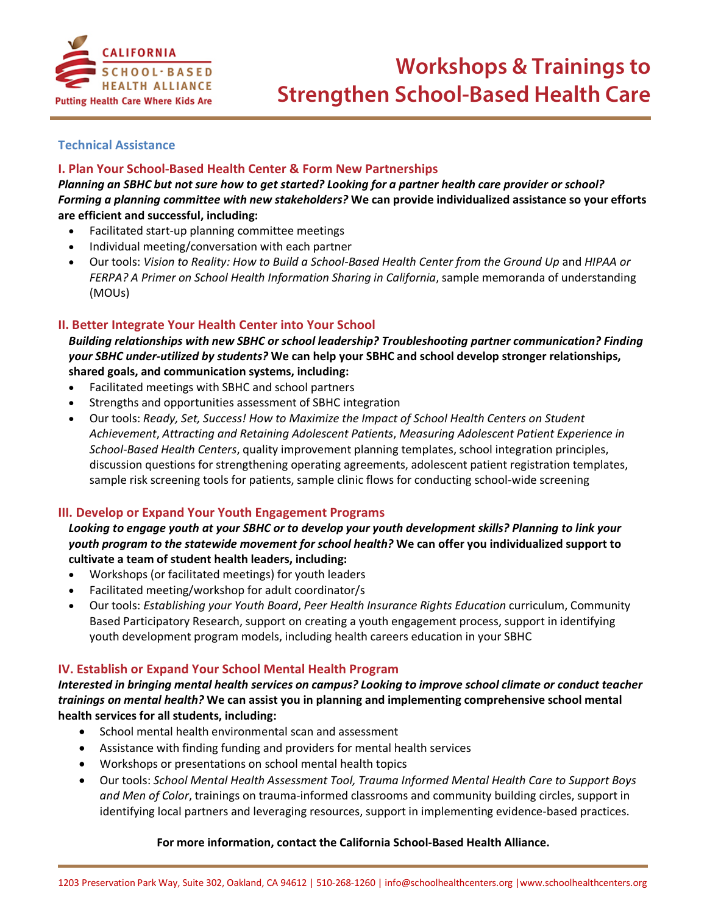# Workshops & Trainings to Strengthen School-Based Health Care

CALIFORNIA SCHOOL-BASED HEALTH ALLIANCE
Putting Health Care Where Kids Are

## Technical Assistance

### I. Plan Your School-Based Health Center & Form New Partnerships

***Planning an SBHC but not sure how to get started? Looking for a partner health care provider or school? Forming a planning committee with new stakeholders?*** **We can provide individualized assistance so your efforts are efficient and successful, including:**

- Facilitated start-up planning committee meetings
- Individual meeting/conversation with each partner
- Our tools: *Vision to Reality: How to Build a School-Based Health Center from the Ground Up* and *HIPAA or FERPA? A Primer on School Health Information Sharing in California*, sample memoranda of understanding (MOUs)

### II. Better Integrate Your Health Center into Your School

***Building relationships with new SBHC or school leadership? Troubleshooting partner communication? Finding your SBHC under-utilized by students?*** **We can help your SBHC and school develop stronger relationships, shared goals, and communication systems, including:**

- Facilitated meetings with SBHC and school partners
- Strengths and opportunities assessment of SBHC integration
- Our tools: *Ready, Set, Success! How to Maximize the Impact of School Health Centers on Student Achievement*, *Attracting and Retaining Adolescent Patients*, *Measuring Adolescent Patient Experience in School-Based Health Centers*, quality improvement planning templates, school integration principles, discussion questions for strengthening operating agreements, adolescent patient registration templates, sample risk screening tools for patients, sample clinic flows for conducting school-wide screening

### III. Develop or Expand Your Youth Engagement Programs

***Looking to engage youth at your SBHC or to develop your youth development skills? Planning to link your youth program to the statewide movement for school health?*** **We can offer you individualized support to cultivate a team of student health leaders, including:**

- Workshops (or facilitated meetings) for youth leaders
- Facilitated meeting/workshop for adult coordinator/s
- Our tools: *Establishing your Youth Board*, *Peer Health Insurance Rights Education* curriculum, Community Based Participatory Research, support on creating a youth engagement process, support in identifying youth development program models, including health careers education in your SBHC

### IV. Establish or Expand Your School Mental Health Program

***Interested in bringing mental health services on campus? Looking to improve school climate or conduct teacher trainings on mental health?*** **We can assist you in planning and implementing comprehensive school mental health services for all students, including:**

- School mental health environmental scan and assessment
- Assistance with finding funding and providers for mental health services
- Workshops or presentations on school mental health topics
- Our tools: *School Mental Health Assessment Tool, Trauma Informed Mental Health Care to Support Boys and Men of Color*, trainings on trauma-informed classrooms and community building circles, support in identifying local partners and leveraging resources, support in implementing evidence-based practices.

**For more information, contact the California School-Based Health Alliance.**

1203 Preservation Park Way, Suite 302, Oakland, CA 94612 | 510-268-1260 | info@schoolhealthcenters.org | www.schoolhealthcenters.org